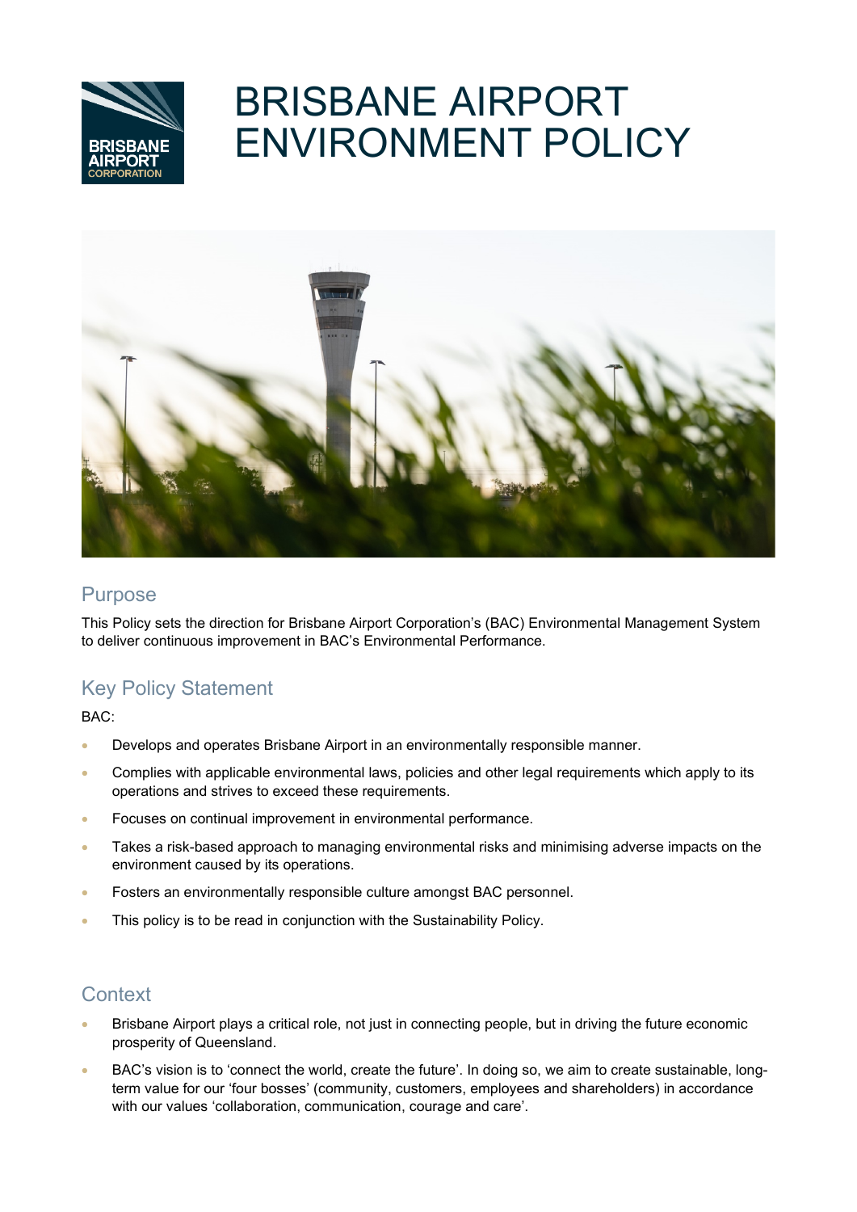# BRISBANE AIRPORT ENVIRONMENT POLICY

## Purpose

This Policy sets the direction for Brisbane Airport Corporation's (BAC) Environmental Management System to deliver continuous improvement in BAC's Environmental Performance.

## Key Policy Statement

BAC:

- Develops and operates Brisbane Airport in an environmentally responsible manner.
- Complies with applicable environmental laws, policies and other legal requirements which apply to its operations and strives to exceed these requirements.
- Focuses on continual improvement in environmental performance.
- Takes a risk-based approach to managing environmental risks and minimising adverse impacts on the environment caused by its operations.
- Fosters an environmentally responsible culture amongst BAC personnel.
- This policy is to be read in conjunction with the Sustainability Policy.

## Context

- Brisbane Airport plays a critical role, not just in connecting people, but in driving the future economic prosperity of Queensland.
- BAC's vision is to 'connect the world, create the future'. In doing so, we aim to create sustainable, long-term value for our 'four bosses' (community, customers, employees and shareholders) in accordance with our values 'collaboration, communication, courage and care'.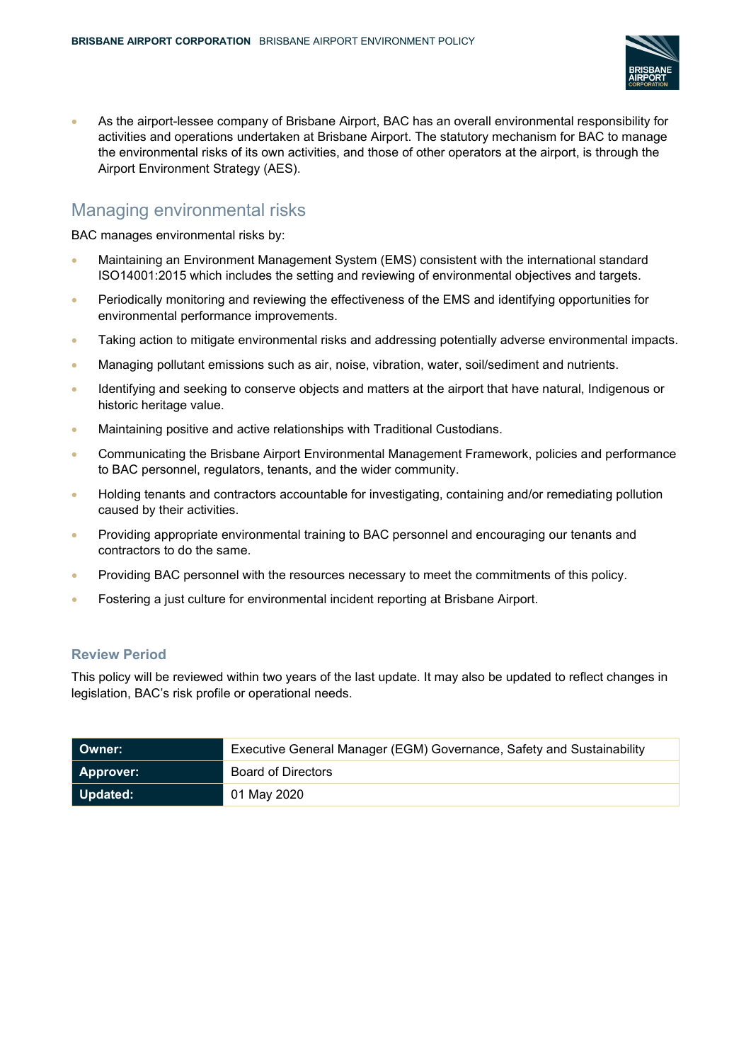- As the airport-lessee company of Brisbane Airport, BAC has an overall environmental responsibility for activities and operations undertaken at Brisbane Airport. The statutory mechanism for BAC to manage the environmental risks of its own activities, and those of other operators at the airport, is through the Airport Environment Strategy (AES).

## Managing environmental risks

BAC manages environmental risks by:

- Maintaining an Environment Management System (EMS) consistent with the international standard ISO14001:2015 which includes the setting and reviewing of environmental objectives and targets.
- Periodically monitoring and reviewing the effectiveness of the EMS and identifying opportunities for environmental performance improvements.
- Taking action to mitigate environmental risks and addressing potentially adverse environmental impacts.
- Managing pollutant emissions such as air, noise, vibration, water, soil/sediment and nutrients.
- Identifying and seeking to conserve objects and matters at the airport that have natural, Indigenous or historic heritage value.
- Maintaining positive and active relationships with Traditional Custodians.
- Communicating the Brisbane Airport Environmental Management Framework, policies and performance to BAC personnel, regulators, tenants, and the wider community.
- Holding tenants and contractors accountable for investigating, containing and/or remediating pollution caused by their activities.
- Providing appropriate environmental training to BAC personnel and encouraging our tenants and contractors to do the same.
- Providing BAC personnel with the resources necessary to meet the commitments of this policy.
- Fostering a just culture for environmental incident reporting at Brisbane Airport.

### Review Period

This policy will be reviewed within two years of the last update. It may also be updated to reflect changes in legislation, BAC's risk profile or operational needs.

| | |
|---|---|
| **Owner:** | Executive General Manager (EGM) Governance, Safety and Sustainability |
| **Approver:** | Board of Directors |
| **Updated:** | 01 May 2020 |